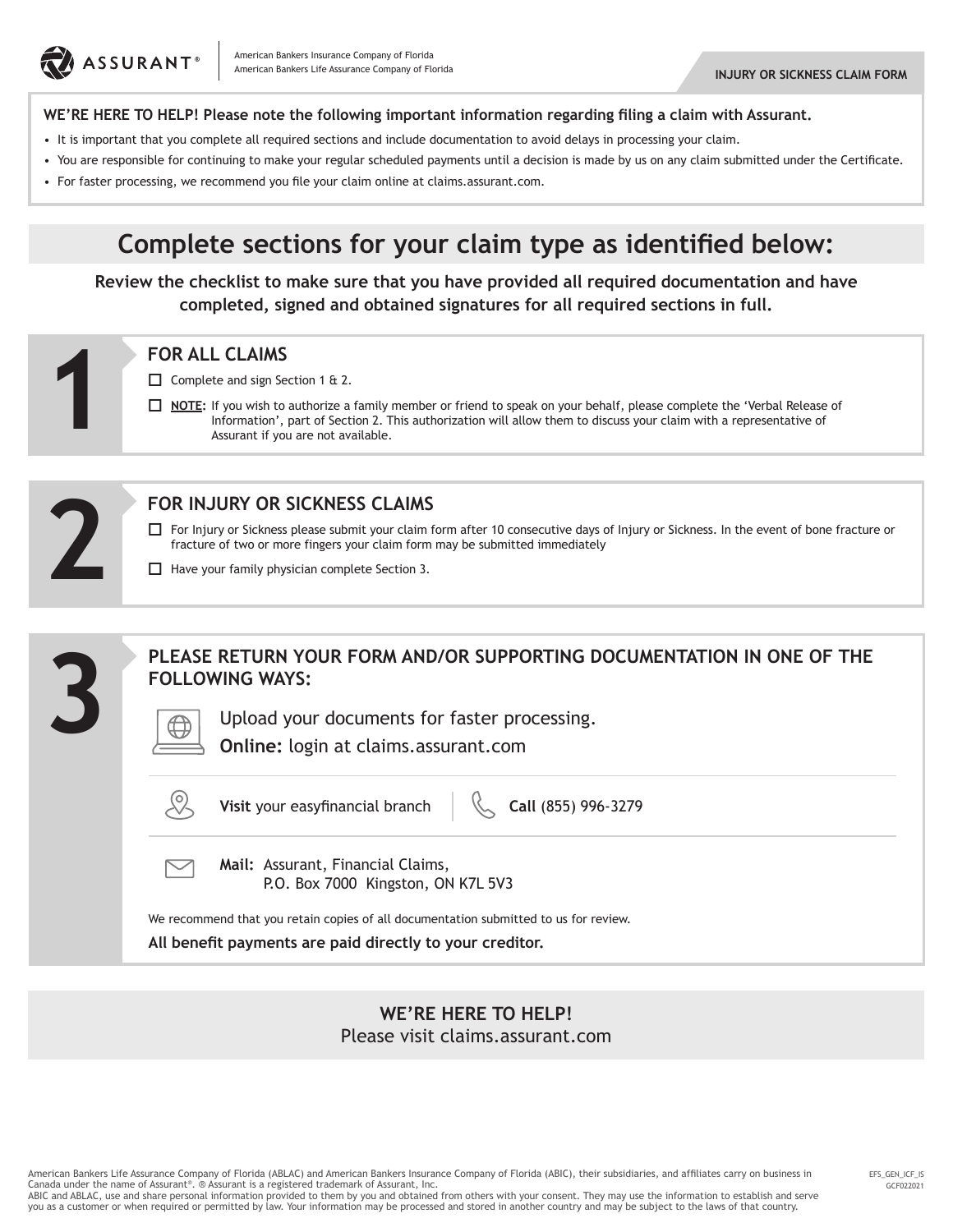ASSURANT®

American Bankers Insurance Company of Florida
American Bankers Life Assurance Company of Florida

**INJURY OR SICKNESS CLAIM FORM**

**WE'RE HERE TO HELP! Please note the following important information regarding filing a claim with Assurant.**

- It is important that you complete all required sections and include documentation to avoid delays in processing your claim.
- You are responsible for continuing to make your regular scheduled payments until a decision is made by us on any claim submitted under the Certificate.
- For faster processing, we recommend you file your claim online at claims.assurant.com.

# Complete sections for your claim type as identified below:

**Review the checklist to make sure that you have provided all required documentation and have completed, signed and obtained signatures for all required sections in full.**

## 1 FOR ALL CLAIMS

- ☐ Complete and sign Section 1 & 2.
- ☐ **NOTE**: If you wish to authorize a family member or friend to speak on your behalf, please complete the 'Verbal Release of Information', part of Section 2. This authorization will allow them to discuss your claim with a representative of Assurant if you are not available.

## 2 FOR INJURY OR SICKNESS CLAIMS

- ☐ For Injury or Sickness please submit your claim form after 10 consecutive days of Injury or Sickness. In the event of bone fracture or fracture of two or more fingers your claim form may be submitted immediately
- ☐ Have your family physician complete Section 3.

## 3 PLEASE RETURN YOUR FORM AND/OR SUPPORTING DOCUMENTATION IN ONE OF THE FOLLOWING WAYS:

Upload your documents for faster processing.
**Online:** login at claims.assurant.com

**Visit** your easyfinancial branch

**Call** (855) 996-3279

**Mail:** Assurant, Financial Claims,
P.O. Box 7000 Kingston, ON K7L 5V3

We recommend that you retain copies of all documentation submitted to us for review.

**All benefit payments are paid directly to your creditor.**

**WE'RE HERE TO HELP!**
Please visit claims.assurant.com

American Bankers Life Assurance Company of Florida (ABLAC) and American Bankers Insurance Company of Florida (ABIC), their subsidiaries, and affiliates carry on business in Canada under the name of Assurant®. ® Assurant is a registered trademark of Assurant, Inc.
ABIC and ABLAC, use and share personal information provided to them by you and obtained from others with your consent. They may use the information to establish and serve you as a customer or when required or permitted by law. Your information may be processed and stored in another country and may be subject to the laws of that country.

EFS_GEN_ICF_IS
GCF022021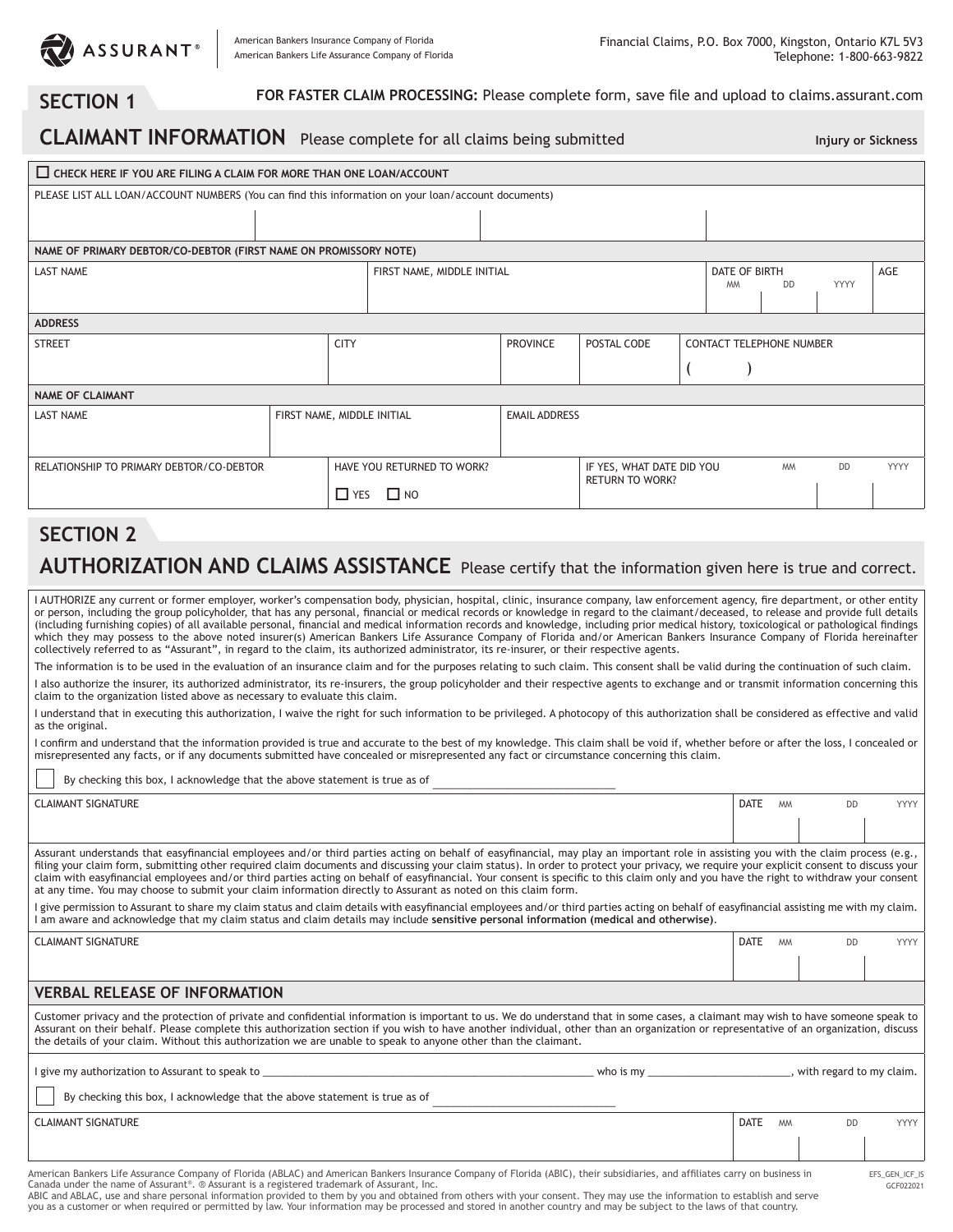ASSURANT®

American Bankers Insurance Company of Florida
American Bankers Life Assurance Company of Florida

Financial Claims, P.O. Box 7000, Kingston, Ontario K7L 5V3
Telephone: 1-800-663-9822

## SECTION 1

**FOR FASTER CLAIM PROCESSING:** Please complete form, save file and upload to claims.assurant.com

## CLAIMANT INFORMATION

Please complete for all claims being submitted

**Injury or Sickness**

☐ **CHECK HERE IF YOU ARE FILING A CLAIM FOR MORE THAN ONE LOAN/ACCOUNT**

PLEASE LIST ALL LOAN/ACCOUNT NUMBERS (You can find this information on your loan/account documents)

| | | | |
|---|---|---|---|
| | | | |

**NAME OF PRIMARY DEBTOR/CO-DEBTOR (FIRST NAME ON PROMISSORY NOTE)**

| LAST NAME | FIRST NAME, MIDDLE INITIAL | DATE OF BIRTH MM DD YYYY | AGE |
|---|---|---|---|
| | | | |

**ADDRESS**

| STREET | CITY | PROVINCE | POSTAL CODE | CONTACT TELEPHONE NUMBER |
|---|---|---|---|---|
| | | | | ( ) |

**NAME OF CLAIMANT**

| LAST NAME | FIRST NAME, MIDDLE INITIAL | EMAIL ADDRESS |
|---|---|---|
| | | |

| RELATIONSHIP TO PRIMARY DEBTOR/CO-DEBTOR | HAVE YOU RETURNED TO WORK? | IF YES, WHAT DATE DID YOU RETURN TO WORK? MM DD YYYY |
|---|---|---|
| | ☐ YES ☐ NO | |

## SECTION 2

## AUTHORIZATION AND CLAIMS ASSISTANCE

Please certify that the information given here is true and correct.

I AUTHORIZE any current or former employer, worker's compensation body, physician, hospital, clinic, insurance company, law enforcement agency, fire department, or other entity or person, including the group policyholder, that has any personal, financial or medical records or knowledge in regard to the claimant/deceased, to release and provide full details (including furnishing copies) of all available personal, financial and medical information records and knowledge, including prior medical history, toxicological or pathological findings which they may possess to the above noted insurer(s) American Bankers Life Assurance Company of Florida and/or American Bankers Insurance Company of Florida hereinafter collectively referred to as "Assurant", in regard to the claim, its authorized administrator, its re-insurer, or their respective agents.

The information is to be used in the evaluation of an insurance claim and for the purposes relating to such claim. This consent shall be valid during the continuation of such claim.

I also authorize the insurer, its authorized administrator, its re-insurers, the group policyholder and their respective agents to exchange and or transmit information concerning this claim to the organization listed above as necessary to evaluate this claim.

I understand that in executing this authorization, I waive the right for such information to be privileged. A photocopy of this authorization shall be considered as effective and valid as the original.

I confirm and understand that the information provided is true and accurate to the best of my knowledge. This claim shall be void if, whether before or after the loss, I concealed or misrepresented any facts, or if any documents submitted have concealed or misrepresented any fact or circumstance concerning this claim.

☐ By checking this box, I acknowledge that the above statement is true as of ______________________

| CLAIMANT SIGNATURE | DATE MM DD YYYY |
|---|---|
| | |

Assurant understands that easyfinancial employees and/or third parties acting on behalf of easyfinancial, may play an important role in assisting you with the claim process (e.g., filing your claim form, submitting other required claim documents and discussing your claim status). In order to protect your privacy, we require your explicit consent to discuss your claim with easyfinancial employees and/or third parties acting on behalf of easyfinancial. Your consent is specific to this claim only and you have the right to withdraw your consent at any time. You may choose to submit your claim information directly to Assurant as noted on this claim form.

I give permission to Assurant to share my claim status and claim details with easyfinancial employees and/or third parties acting on behalf of easyfinancial assisting me with my claim. I am aware and acknowledge that my claim status and claim details may include **sensitive personal information (medical and otherwise)**.

| CLAIMANT SIGNATURE | DATE MM DD YYYY |
|---|---|
| | |

### VERBAL RELEASE OF INFORMATION

Customer privacy and the protection of private and confidential information is important to us. We do understand that in some cases, a claimant may wish to have someone speak to Assurant on their behalf. Please complete this authorization section if you wish to have another individual, other than an organization or representative of an organization, discuss the details of your claim. Without this authorization we are unable to speak to anyone other than the claimant.

I give my authorization to Assurant to speak to ______________________________ who is my ______________, with regard to my claim.

☐ By checking this box, I acknowledge that the above statement is true as of ______________________

| CLAIMANT SIGNATURE | DATE MM DD YYYY |
|---|---|
| | |

American Bankers Life Assurance Company of Florida (ABLAC) and American Bankers Insurance Company of Florida (ABIC), their subsidiaries, and affiliates carry on business in Canada under the name of Assurant®. ® Assurant is a registered trademark of Assurant, Inc.
ABIC and ABLAC, use and share personal information provided to them by you and obtained from others with your consent. They may use the information to establish and serve you as a customer or when required or permitted by law. Your information may be processed and stored in another country and may be subject to the laws of that country.

EFS_GEN_ICF_IS
GCF022021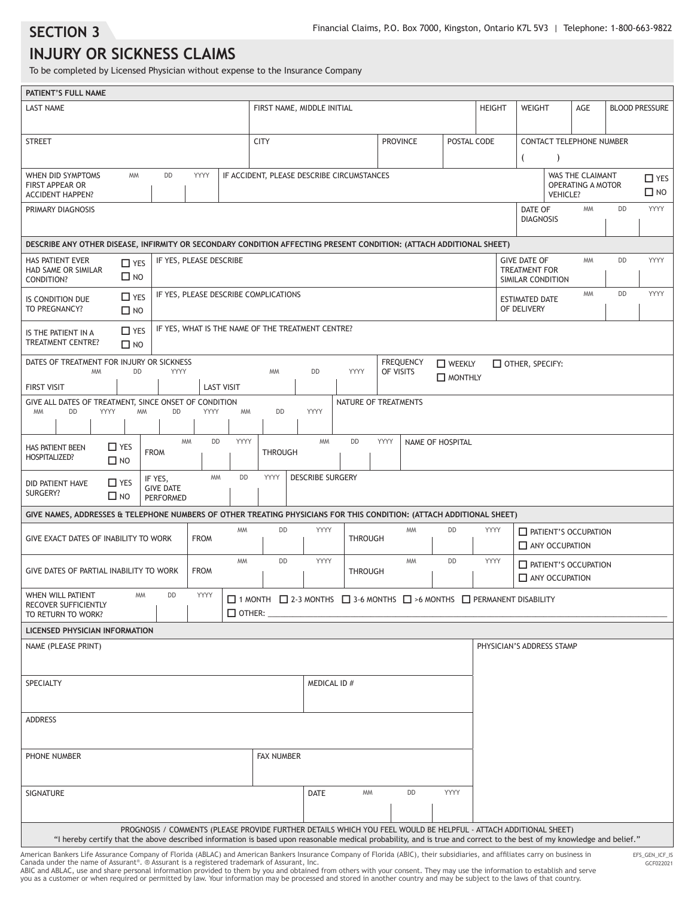Financial Claims, P.O. Box 7000, Kingston, Ontario K7L 5V3 | Telephone: 1-800-663-9822

# SECTION 3

## INJURY OR SICKNESS CLAIMS

To be completed by Licensed Physician without expense to the Insurance Company

**PATIENT'S FULL NAME**

| LAST NAME | FIRST NAME, MIDDLE INITIAL | HEIGHT | WEIGHT | AGE | BLOOD PRESSURE |
|---|---|---|---|---|---|
| | | | | | |

| STREET | CITY | PROVINCE | POSTAL CODE | CONTACT TELEPHONE NUMBER |
|---|---|---|---|---|
| | | | | ( ) |

| WHEN DID SYMPTOMS FIRST APPEAR OR ACCIDENT HAPPEN? MM DD YYYY | IF ACCIDENT, PLEASE DESCRIBE CIRCUMSTANCES | WAS THE CLAIMANT OPERATING A MOTOR VEHICLE? ☐ YES ☐ NO |
|---|---|---|
| | | |

| PRIMARY DIAGNOSIS | DATE OF DIAGNOSIS MM DD YYYY |
|---|---|
| | |

**DESCRIBE ANY OTHER DISEASE, INFIRMITY OR SECONDARY CONDITION AFFECTING PRESENT CONDITION: (ATTACH ADDITIONAL SHEET)**

| | | |
|---|---|---|
| HAS PATIENT EVER HAD SAME OR SIMILAR CONDITION? ☐ YES ☐ NO | IF YES, PLEASE DESCRIBE | GIVE DATE OF TREATMENT FOR SIMILAR CONDITION MM DD YYYY |
| IS CONDITION DUE TO PREGNANCY? ☐ YES ☐ NO | IF YES, PLEASE DESCRIBE COMPLICATIONS | ESTIMATED DATE OF DELIVERY MM DD YYYY |
| IS THE PATIENT IN A TREATMENT CENTRE? ☐ YES ☐ NO | IF YES, WHAT IS THE NAME OF THE TREATMENT CENTRE? | |

| DATES OF TREATMENT FOR INJURY OR SICKNESS | | FREQUENCY OF VISITS |
|---|---|---|
| FIRST VISIT MM DD YYYY | LAST VISIT MM DD YYYY | ☐ WEEKLY ☐ MONTHLY ☐ OTHER, SPECIFY: |

| GIVE ALL DATES OF TREATMENT, SINCE ONSET OF CONDITION | NATURE OF TREATMENTS |
|---|---|
| MM DD YYYY / MM DD YYYY / MM DD YYYY | |

| HAS PATIENT BEEN HOSPITALIZED? ☐ YES ☐ NO | FROM MM DD YYYY | THROUGH MM DD YYYY | NAME OF HOSPITAL |
|---|---|---|---|
| | | | |

| DID PATIENT HAVE SURGERY? ☐ YES ☐ NO | IF YES, GIVE DATE PERFORMED MM DD YYYY | DESCRIBE SURGERY |
|---|---|---|
| | | |

**GIVE NAMES, ADDRESSES & TELEPHONE NUMBERS OF OTHER TREATING PHYSICIANS FOR THIS CONDITION: (ATTACH ADDITIONAL SHEET)**

| | | | |
|---|---|---|---|
| GIVE EXACT DATES OF INABILITY TO WORK | FROM MM DD YYYY | THROUGH MM DD YYYY | ☐ PATIENT'S OCCUPATION ☐ ANY OCCUPATION |
| GIVE DATES OF PARTIAL INABILITY TO WORK | FROM MM DD YYYY | THROUGH MM DD YYYY | ☐ PATIENT'S OCCUPATION ☐ ANY OCCUPATION |

| WHEN WILL PATIENT RECOVER SUFFICIENTLY TO RETURN TO WORK? MM DD YYYY | ☐ 1 MONTH ☐ 2-3 MONTHS ☐ 3-6 MONTHS ☐ >6 MONTHS ☐ PERMANENT DISABILITY ☐ OTHER: ______ |
|---|---|
| | |

**LICENSED PHYSICIAN INFORMATION**

| | | |
|---|---|---|
| NAME (PLEASE PRINT) | | PHYSICIAN'S ADDRESS STAMP |
| SPECIALTY | MEDICAL ID # | |
| ADDRESS | | |
| PHONE NUMBER | FAX NUMBER | |
| SIGNATURE | DATE MM DD YYYY | |

PROGNOSIS / COMMENTS (PLEASE PROVIDE FURTHER DETAILS WHICH YOU FEEL WOULD BE HELPFUL - ATTACH ADDITIONAL SHEET)

"I hereby certify that the above described information is based upon reasonable medical probability, and is true and correct to the best of my knowledge and belief."

American Bankers Life Assurance Company of Florida (ABLAC) and American Bankers Insurance Company of Florida (ABIC), their subsidiaries, and affiliates carry on business in Canada under the name of Assurant®. ® Assurant is a registered trademark of Assurant, Inc.
ABIC and ABLAC, use and share personal information provided to them by you and obtained from others with your consent. They may use the information to establish and serve you as a customer or when required or permitted by law. Your information may be processed and stored in another country and may be subject to the laws of that country.

EFS_GEN_ICF_IS GCF022021